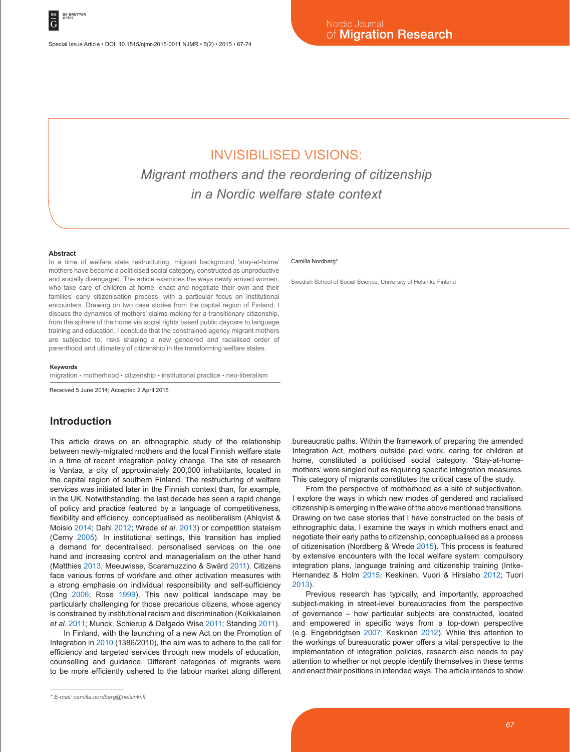# INVISIBILISED VISIONS:

## *Migrant mothers and the reordering of citizenship in a Nordic welfare state context*

Camilla Nordberg*

Swedish School of Social Science, University of Helsinki, Finland

### Abstract

In a time of welfare state restructuring, migrant background 'stay-at-home' mothers have become a politicised social category, constructed as unproductive and socially disengaged. The article examines the ways newly arrived women, who take care of children at home, enact and negotiate their own and their families' early citizenisation process, with a particular focus on institutional encounters. Drawing on two case stories from the capital region of Finland, I discuss the dynamics of mothers' claims-making for a transitionary citizenship, from the sphere of the home via social rights based public daycare to language training and education. I conclude that the constrained agency migrant mothers are subjected to, risks shaping a new gendered and racialised order of parenthood and ultimately of citizenship in the transforming welfare states.

### Keywords

migration • motherhood • citizenship • institutional practice • neo-liberalism

Received 5 June 2014; Accepted 2 April 2015

## Introduction

This article draws on an ethnographic study of the relationship between newly-migrated mothers and the local Finnish welfare state in a time of recent integration policy change. The site of research is Vantaa, a city of approximately 200,000 inhabitants, located in the capital region of southern Finland. The restructuring of welfare services was initiated later in the Finnish context than, for example, in the UK. Notwithstanding, the last decade has seen a rapid change of policy and practice featured by a language of competitiveness, flexibility and efficiency, conceptualised as neoliberalism (Ahlqvist & Moisio 2014; Dahl 2012; Wrede *et al*. 2013) or competition stateism (Cerny 2005). In institutional settings, this transition has implied a demand for decentralised, personalised services on the one hand and increasing control and managerialism on the other hand (Matthies 2013; Meeuwisse, Scaramuzzino & Swärd 2011). Citizens face various forms of workfare and other activation measures with a strong emphasis on individual responsibility and self-sufficiency (Ong 2006; Rose 1999). This new political landscape may be particularly challenging for those precarious citizens, whose agency is constrained by institutional racism and discrimination (Koikkalainen *et al*. 2011; Munck, Schierup & Delgado Wise 2011; Standing 2011).

In Finland, with the launching of a new Act on the Promotion of Integration in 2010 (1386/2010), the aim was to adhere to the call for efficiency and targeted services through new models of education, counselling and guidance. Different categories of migrants were to be more efficiently ushered to the labour market along different bureaucratic paths. Within the framework of preparing the amended Integration Act, mothers outside paid work, caring for children at home, constituted a politicised social category. 'Stay-at-home-mothers' were singled out as requiring specific integration measures. This category of migrants constitutes the critical case of the study.

From the perspective of motherhood as a site of subjectivation, I explore the ways in which new modes of gendered and racialised citizenship is emerging in the wake of the above mentioned transitions. Drawing on two case stories that I have constructed on the basis of ethnographic data, I examine the ways in which mothers enact and negotiate their early paths to citizenship, conceptualised as a process of citizenisation (Nordberg & Wrede 2015). This process is featured by extensive encounters with the local welfare system: compulsory integration plans, language training and citizenship training (Intke-Hernandez & Holm 2015; Keskinen, Vuori & Hirsiaho 2012; Tuori 2013).

Previous research has typically, and importantly, approached subject-making in street-level bureaucracies from the perspective of governance – how particular subjects are constructed, located and empowered in specific ways from a top-down perspective (e.g. Engebridgtsen 2007; Keskinen 2012). While this attention to the workings of bureaucratic power offers a vital perspective to the implementation of integration policies, research also needs to pay attention to whether or not people identify themselves in these terms and enact their positions in intended ways. The article intends to show

\* E-mail: camilla.nordberg@helsinki.fi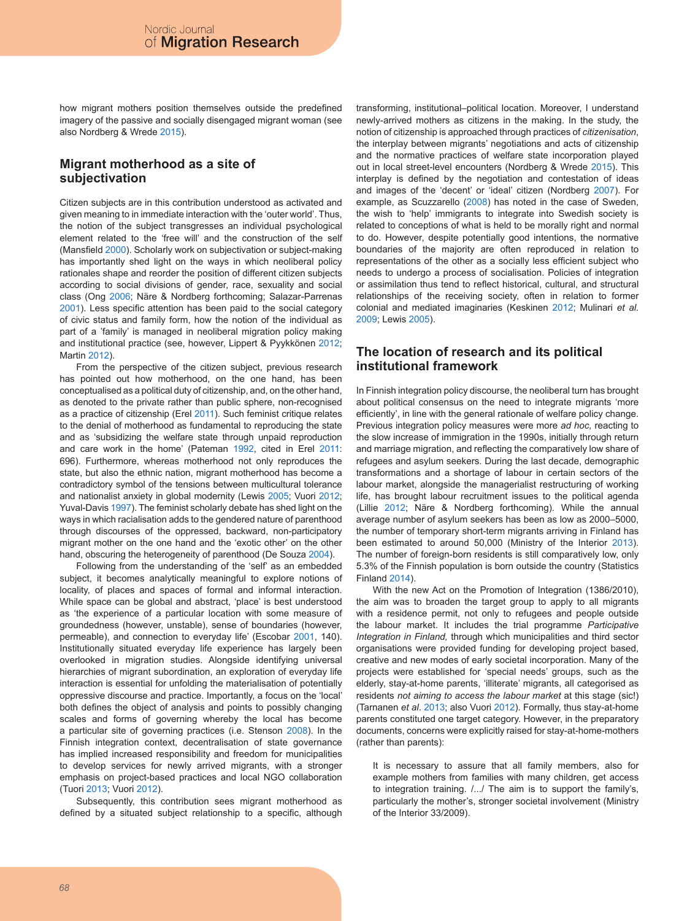how migrant mothers position themselves outside the predefined imagery of the passive and socially disengaged migrant woman (see also Nordberg & Wrede 2015).

## Migrant motherhood as a site of subjectivation

Citizen subjects are in this contribution understood as activated and given meaning to in immediate interaction with the 'outer world'. Thus, the notion of the subject transgresses an individual psychological element related to the 'free will' and the construction of the self (Mansfield 2000). Scholarly work on subjectivation or subject-making has importantly shed light on the ways in which neoliberal policy rationales shape and reorder the position of different citizen subjects according to social divisions of gender, race, sexuality and social class (Ong 2006; Näre & Nordberg forthcoming; Salazar-Parrenas 2001). Less specific attention has been paid to the social category of civic status and family form, how the notion of the individual as part of a 'family' is managed in neoliberal migration policy making and institutional practice (see, however, Lippert & Pyykkönen 2012; Martin 2012).

From the perspective of the citizen subject, previous research has pointed out how motherhood, on the one hand, has been conceptualised as a political duty of citizenship, and, on the other hand, as denoted to the private rather than public sphere, non-recognised as a practice of citizenship (Erel 2011). Such feminist critique relates to the denial of motherhood as fundamental to reproducing the state and as 'subsidizing the welfare state through unpaid reproduction and care work in the home' (Pateman 1992, cited in Erel 2011: 696). Furthermore, whereas motherhood not only reproduces the state, but also the ethnic nation, migrant motherhood has become a contradictory symbol of the tensions between multicultural tolerance and nationalist anxiety in global modernity (Lewis 2005; Vuori 2012; Yuval-Davis 1997). The feminist scholarly debate has shed light on the ways in which racialisation adds to the gendered nature of parenthood through discourses of the oppressed, backward, non-participatory migrant mother on the one hand and the 'exotic other' on the other hand, obscuring the heterogeneity of parenthood (De Souza 2004).

Following from the understanding of the 'self' as an embedded subject, it becomes analytically meaningful to explore notions of locality, of places and spaces of formal and informal interaction. While space can be global and abstract, 'place' is best understood as 'the experience of a particular location with some measure of groundedness (however, unstable), sense of boundaries (however, permeable), and connection to everyday life' (Escobar 2001, 140). Institutionally situated everyday life experience has largely been overlooked in migration studies. Alongside identifying universal hierarchies of migrant subordination, an exploration of everyday life interaction is essential for unfolding the materialisation of potentially oppressive discourse and practice. Importantly, a focus on the 'local' both defines the object of analysis and points to possibly changing scales and forms of governing whereby the local has become a particular site of governing practices (i.e. Stenson 2008). In the Finnish integration context, decentralisation of state governance has implied increased responsibility and freedom for municipalities to develop services for newly arrived migrants, with a stronger emphasis on project-based practices and local NGO collaboration (Tuori 2013; Vuori 2012).

Subsequently, this contribution sees migrant motherhood as defined by a situated subject relationship to a specific, although transforming, institutional–political location. Moreover, I understand newly-arrived mothers as citizens in the making. In the study, the notion of citizenship is approached through practices of *citizenisation*, the interplay between migrants' negotiations and acts of citizenship and the normative practices of welfare state incorporation played out in local street-level encounters (Nordberg & Wrede 2015). This interplay is defined by the negotiation and contestation of ideas and images of the 'decent' or 'ideal' citizen (Nordberg 2007). For example, as Scuzzarello (2008) has noted in the case of Sweden, the wish to 'help' immigrants to integrate into Swedish society is related to conceptions of what is held to be morally right and normal to do. However, despite potentially good intentions, the normative boundaries of the majority are often reproduced in relation to representations of the other as a socially less efficient subject who needs to undergo a process of socialisation. Policies of integration or assimilation thus tend to reflect historical, cultural, and structural relationships of the receiving society, often in relation to former colonial and mediated imaginaries (Keskinen 2012; Mulinari *et al.* 2009; Lewis 2005).

## The location of research and its political institutional framework

In Finnish integration policy discourse, the neoliberal turn has brought about political consensus on the need to integrate migrants 'more efficiently', in line with the general rationale of welfare policy change. Previous integration policy measures were more *ad hoc,* reacting to the slow increase of immigration in the 1990s, initially through return and marriage migration, and reflecting the comparatively low share of refugees and asylum seekers. During the last decade, demographic transformations and a shortage of labour in certain sectors of the labour market, alongside the managerialist restructuring of working life, has brought labour recruitment issues to the political agenda (Lillie 2012; Näre & Nordberg forthcoming). While the annual average number of asylum seekers has been as low as 2000–5000, the number of temporary short-term migrants arriving in Finland has been estimated to around 50,000 (Ministry of the Interior 2013). The number of foreign-born residents is still comparatively low, only 5.3% of the Finnish population is born outside the country (Statistics Finland 2014).

With the new Act on the Promotion of Integration (1386/2010), the aim was to broaden the target group to apply to all migrants with a residence permit, not only to refugees and people outside the labour market. It includes the trial programme *Participative Integration in Finland,* through which municipalities and third sector organisations were provided funding for developing project based, creative and new modes of early societal incorporation. Many of the projects were established for 'special needs' groups, such as the elderly, stay-at-home parents, 'illiterate' migrants, all categorised as residents *not aiming to access the labour market* at this stage (sic!) (Tarnanen *et al*. 2013; also Vuori 2012). Formally, thus stay-at-home parents constituted one target category. However, in the preparatory documents, concerns were explicitly raised for stay-at-home-mothers (rather than parents):

> It is necessary to assure that all family members, also for example mothers from families with many children, get access to integration training. /.../ The aim is to support the family's, particularly the mother's, stronger societal involvement (Ministry of the Interior 33/2009).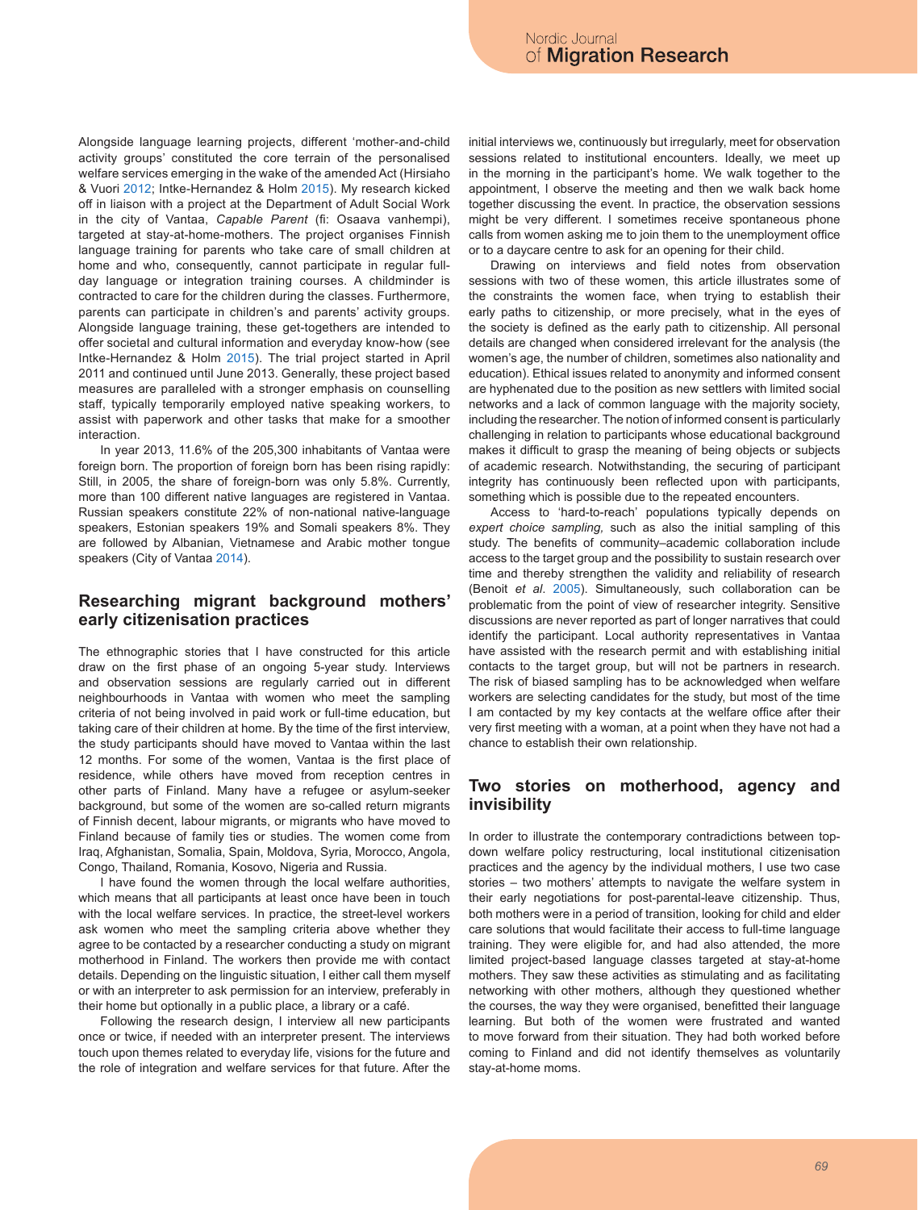Alongside language learning projects, different 'mother-and-child activity groups' constituted the core terrain of the personalised welfare services emerging in the wake of the amended Act (Hirsiaho & Vuori 2012; Intke-Hernandez & Holm 2015). My research kicked off in liaison with a project at the Department of Adult Social Work in the city of Vantaa, *Capable Parent* (fi: Osaava vanhempi), targeted at stay-at-home-mothers. The project organises Finnish language training for parents who take care of small children at home and who, consequently, cannot participate in regular full-day language or integration training courses. A childminder is contracted to care for the children during the classes. Furthermore, parents can participate in children's and parents' activity groups. Alongside language training, these get-togethers are intended to offer societal and cultural information and everyday know-how (see Intke-Hernandez & Holm 2015). The trial project started in April 2011 and continued until June 2013. Generally, these project based measures are paralleled with a stronger emphasis on counselling staff, typically temporarily employed native speaking workers, to assist with paperwork and other tasks that make for a smoother interaction.

In year 2013, 11.6% of the 205,300 inhabitants of Vantaa were foreign born. The proportion of foreign born has been rising rapidly: Still, in 2005, the share of foreign-born was only 5.8%. Currently, more than 100 different native languages are registered in Vantaa. Russian speakers constitute 22% of non-national native-language speakers, Estonian speakers 19% and Somali speakers 8%. They are followed by Albanian, Vietnamese and Arabic mother tongue speakers (City of Vantaa 2014).

## Researching migrant background mothers' early citizenisation practices

The ethnographic stories that I have constructed for this article draw on the first phase of an ongoing 5-year study. Interviews and observation sessions are regularly carried out in different neighbourhoods in Vantaa with women who meet the sampling criteria of not being involved in paid work or full-time education, but taking care of their children at home. By the time of the first interview, the study participants should have moved to Vantaa within the last 12 months. For some of the women, Vantaa is the first place of residence, while others have moved from reception centres in other parts of Finland. Many have a refugee or asylum-seeker background, but some of the women are so-called return migrants of Finnish decent, labour migrants, or migrants who have moved to Finland because of family ties or studies. The women come from Iraq, Afghanistan, Somalia, Spain, Moldova, Syria, Morocco, Angola, Congo, Thailand, Romania, Kosovo, Nigeria and Russia.

I have found the women through the local welfare authorities, which means that all participants at least once have been in touch with the local welfare services. In practice, the street-level workers ask women who meet the sampling criteria above whether they agree to be contacted by a researcher conducting a study on migrant motherhood in Finland. The workers then provide me with contact details. Depending on the linguistic situation, I either call them myself or with an interpreter to ask permission for an interview, preferably in their home but optionally in a public place, a library or a café.

Following the research design, I interview all new participants once or twice, if needed with an interpreter present. The interviews touch upon themes related to everyday life, visions for the future and the role of integration and welfare services for that future. After the initial interviews we, continuously but irregularly, meet for observation sessions related to institutional encounters. Ideally, we meet up in the morning in the participant's home. We walk together to the appointment, I observe the meeting and then we walk back home together discussing the event. In practice, the observation sessions might be very different. I sometimes receive spontaneous phone calls from women asking me to join them to the unemployment office or to a daycare centre to ask for an opening for their child.

Drawing on interviews and field notes from observation sessions with two of these women, this article illustrates some of the constraints the women face, when trying to establish their early paths to citizenship, or more precisely, what in the eyes of the society is defined as the early path to citizenship. All personal details are changed when considered irrelevant for the analysis (the women's age, the number of children, sometimes also nationality and education). Ethical issues related to anonymity and informed consent are hyphenated due to the position as new settlers with limited social networks and a lack of common language with the majority society, including the researcher. The notion of informed consent is particularly challenging in relation to participants whose educational background makes it difficult to grasp the meaning of being objects or subjects of academic research. Notwithstanding, the securing of participant integrity has continuously been reflected upon with participants, something which is possible due to the repeated encounters.

Access to 'hard-to-reach' populations typically depends on *expert choice sampling,* such as also the initial sampling of this study. The benefits of community–academic collaboration include access to the target group and the possibility to sustain research over time and thereby strengthen the validity and reliability of research (Benoit *et al*. 2005). Simultaneously, such collaboration can be problematic from the point of view of researcher integrity. Sensitive discussions are never reported as part of longer narratives that could identify the participant. Local authority representatives in Vantaa have assisted with the research permit and with establishing initial contacts to the target group, but will not be partners in research. The risk of biased sampling has to be acknowledged when welfare workers are selecting candidates for the study, but most of the time I am contacted by my key contacts at the welfare office after their very first meeting with a woman, at a point when they have not had a chance to establish their own relationship.

## Two stories on motherhood, agency and invisibility

In order to illustrate the contemporary contradictions between top-down welfare policy restructuring, local institutional citizenisation practices and the agency by the individual mothers, I use two case stories – two mothers' attempts to navigate the welfare system in their early negotiations for post-parental-leave citizenship. Thus, both mothers were in a period of transition, looking for child and elder care solutions that would facilitate their access to full-time language training. They were eligible for, and had also attended, the more limited project-based language classes targeted at stay-at-home mothers. They saw these activities as stimulating and as facilitating networking with other mothers, although they questioned whether the courses, the way they were organised, benefitted their language learning. But both of the women were frustrated and wanted to move forward from their situation. They had both worked before coming to Finland and did not identify themselves as voluntarily stay-at-home moms.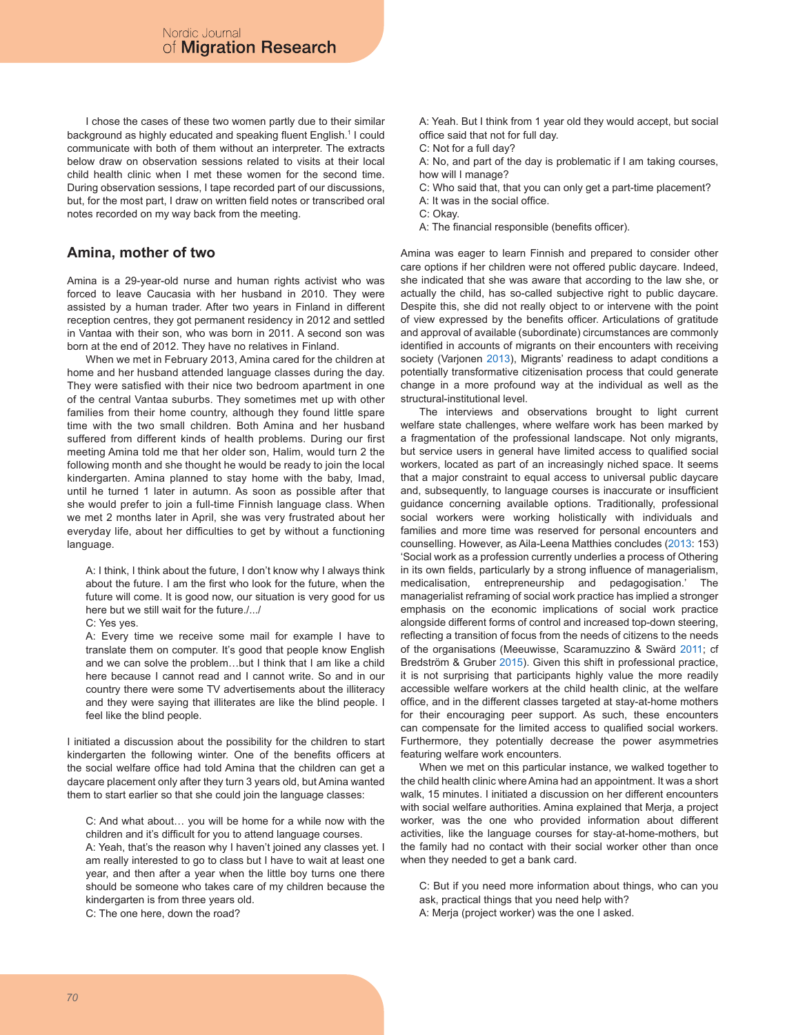I chose the cases of these two women partly due to their similar background as highly educated and speaking fluent English.[1] I could communicate with both of them without an interpreter. The extracts below draw on observation sessions related to visits at their local child health clinic when I met these women for the second time. During observation sessions, I tape recorded part of our discussions, but, for the most part, I draw on written field notes or transcribed oral notes recorded on my way back from the meeting.

## Amina, mother of two

Amina is a 29-year-old nurse and human rights activist who was forced to leave Caucasia with her husband in 2010. They were assisted by a human trader. After two years in Finland in different reception centres, they got permanent residency in 2012 and settled in Vantaa with their son, who was born in 2011. A second son was born at the end of 2012. They have no relatives in Finland.

When we met in February 2013, Amina cared for the children at home and her husband attended language classes during the day. They were satisfied with their nice two bedroom apartment in one of the central Vantaa suburbs. They sometimes met up with other families from their home country, although they found little spare time with the two small children. Both Amina and her husband suffered from different kinds of health problems. During our first meeting Amina told me that her older son, Halim, would turn 2 the following month and she thought he would be ready to join the local kindergarten. Amina planned to stay home with the baby, Imad, until he turned 1 later in autumn. As soon as possible after that she would prefer to join a full-time Finnish language class. When we met 2 months later in April, she was very frustrated about her everyday life, about her difficulties to get by without a functioning language.

> A: I think, I think about the future, I don't know why I always think about the future. I am the first who look for the future, when the future will come. It is good now, our situation is very good for us here but we still wait for the future./.../
>
> C: Yes yes.
>
> A: Every time we receive some mail for example I have to translate them on computer. It's good that people know English and we can solve the problem…but I think that I am like a child here because I cannot read and I cannot write. So and in our country there were some TV advertisements about the illiteracy and they were saying that illiterates are like the blind people. I feel like the blind people.

I initiated a discussion about the possibility for the children to start kindergarten the following winter. One of the benefits officers at the social welfare office had told Amina that the children can get a daycare placement only after they turn 3 years old, but Amina wanted them to start earlier so that she could join the language classes:

> C: And what about… you will be home for a while now with the children and it's difficult for you to attend language courses.
>
> A: Yeah, that's the reason why I haven't joined any classes yet. I am really interested to go to class but I have to wait at least one year, and then after a year when the little boy turns one there should be someone who takes care of my children because the kindergarten is from three years old.
>
> C: The one here, down the road?
>
> A: Yeah. But I think from 1 year old they would accept, but social office said that not for full day.
>
> C: Not for a full day?
>
> A: No, and part of the day is problematic if I am taking courses, how will I manage?
>
> C: Who said that, that you can only get a part-time placement?
>
> A: It was in the social office.
>
> C: Okay.
>
> A: The financial responsible (benefits officer).

Amina was eager to learn Finnish and prepared to consider other care options if her children were not offered public daycare. Indeed, she indicated that she was aware that according to the law she, or actually the child, has so-called subjective right to public daycare. Despite this, she did not really object to or intervene with the point of view expressed by the benefits officer. Articulations of gratitude and approval of available (subordinate) circumstances are commonly identified in accounts of migrants on their encounters with receiving society (Varjonen 2013), Migrants' readiness to adapt conditions a potentially transformative citizenisation process that could generate change in a more profound way at the individual as well as the structural-institutional level.

The interviews and observations brought to light current welfare state challenges, where welfare work has been marked by a fragmentation of the professional landscape. Not only migrants, but service users in general have limited access to qualified social workers, located as part of an increasingly niched space. It seems that a major constraint to equal access to universal public daycare and, subsequently, to language courses is inaccurate or insufficient guidance concerning available options. Traditionally, professional social workers were working holistically with individuals and families and more time was reserved for personal encounters and counselling. However, as Aila-Leena Matthies concludes (2013: 153) 'Social work as a profession currently underlies a process of Othering in its own fields, particularly by a strong influence of managerialism, medicalisation, entrepreneurship and pedagogisation.' The managerialist reframing of social work practice has implied a stronger emphasis on the economic implications of social work practice alongside different forms of control and increased top-down steering, reflecting a transition of focus from the needs of citizens to the needs of the organisations (Meeuwisse, Scaramuzzino & Swärd 2011; cf Bredström & Gruber 2015). Given this shift in professional practice, it is not surprising that participants highly value the more readily accessible welfare workers at the child health clinic, at the welfare office, and in the different classes targeted at stay-at-home mothers for their encouraging peer support. As such, these encounters can compensate for the limited access to qualified social workers. Furthermore, they potentially decrease the power asymmetries featuring welfare work encounters.

When we met on this particular instance, we walked together to the child health clinic where Amina had an appointment. It was a short walk, 15 minutes. I initiated a discussion on her different encounters with social welfare authorities. Amina explained that Merja, a project worker, was the one who provided information about different activities, like the language courses for stay-at-home-mothers, but the family had no contact with their social worker other than once when they needed to get a bank card.

> C: But if you need more information about things, who can you ask, practical things that you need help with?
>
> A: Merja (project worker) was the one I asked.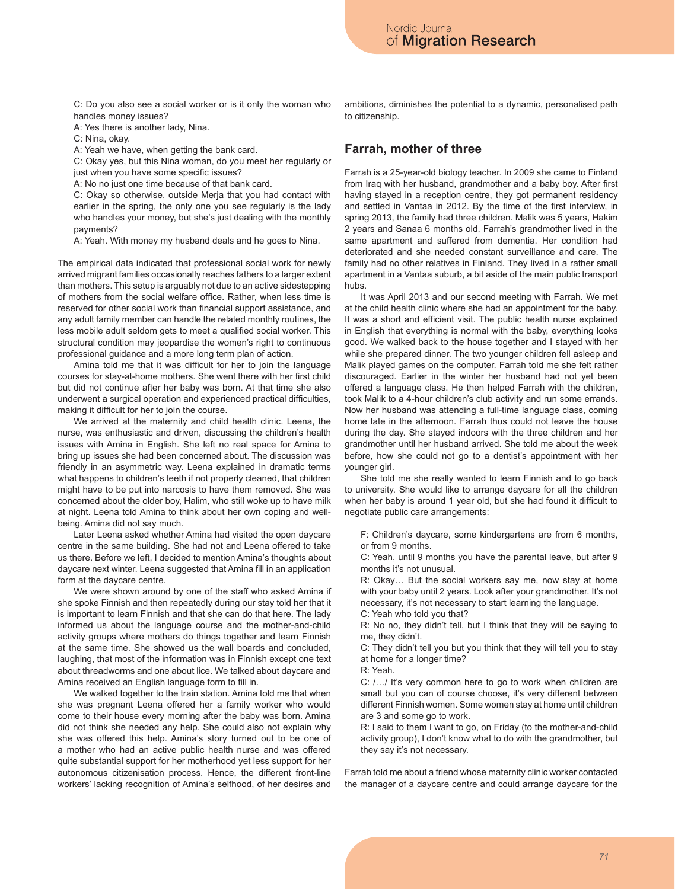C: Do you also see a social worker or is it only the woman who handles money issues?

A: Yes there is another lady, Nina.

C: Nina, okay.

A: Yeah we have, when getting the bank card.

C: Okay yes, but this Nina woman, do you meet her regularly or just when you have some specific issues?

A: No no just one time because of that bank card.

C: Okay so otherwise, outside Merja that you had contact with earlier in the spring, the only one you see regularly is the lady who handles your money, but she's just dealing with the monthly payments?

A: Yeah. With money my husband deals and he goes to Nina.

The empirical data indicated that professional social work for newly arrived migrant families occasionally reaches fathers to a larger extent than mothers. This setup is arguably not due to an active sidestepping of mothers from the social welfare office. Rather, when less time is reserved for other social work than financial support assistance, and any adult family member can handle the related monthly routines, the less mobile adult seldom gets to meet a qualified social worker. This structural condition may jeopardise the women's right to continuous professional guidance and a more long term plan of action.

Amina told me that it was difficult for her to join the language courses for stay-at-home mothers. She went there with her first child but did not continue after her baby was born. At that time she also underwent a surgical operation and experienced practical difficulties, making it difficult for her to join the course.

We arrived at the maternity and child health clinic. Leena, the nurse, was enthusiastic and driven, discussing the children's health issues with Amina in English. She left no real space for Amina to bring up issues she had been concerned about. The discussion was friendly in an asymmetric way. Leena explained in dramatic terms what happens to children's teeth if not properly cleaned, that children might have to be put into narcosis to have them removed. She was concerned about the older boy, Halim, who still woke up to have milk at night. Leena told Amina to think about her own coping and well-being. Amina did not say much.

Later Leena asked whether Amina had visited the open daycare centre in the same building. She had not and Leena offered to take us there. Before we left, I decided to mention Amina's thoughts about daycare next winter. Leena suggested that Amina fill in an application form at the daycare centre.

We were shown around by one of the staff who asked Amina if she spoke Finnish and then repeatedly during our stay told her that it is important to learn Finnish and that she can do that here. The lady informed us about the language course and the mother-and-child activity groups where mothers do things together and learn Finnish at the same time. She showed us the wall boards and concluded, laughing, that most of the information was in Finnish except one text about threadworms and one about lice. We talked about daycare and Amina received an English language form to fill in.

We walked together to the train station. Amina told me that when she was pregnant Leena offered her a family worker who would come to their house every morning after the baby was born. Amina did not think she needed any help. She could also not explain why she was offered this help. Amina's story turned out to be one of a mother who had an active public health nurse and was offered quite substantial support for her motherhood yet less support for her autonomous citizenisation process. Hence, the different front-line workers' lacking recognition of Amina's selfhood, of her desires and ambitions, diminishes the potential to a dynamic, personalised path to citizenship.

## Farrah, mother of three

Farrah is a 25-year-old biology teacher. In 2009 she came to Finland from Iraq with her husband, grandmother and a baby boy. After first having stayed in a reception centre, they got permanent residency and settled in Vantaa in 2012. By the time of the first interview, in spring 2013, the family had three children. Malik was 5 years, Hakim 2 years and Sanaa 6 months old. Farrah's grandmother lived in the same apartment and suffered from dementia. Her condition had deteriorated and she needed constant surveillance and care. The family had no other relatives in Finland. They lived in a rather small apartment in a Vantaa suburb, a bit aside of the main public transport hubs.

It was April 2013 and our second meeting with Farrah. We met at the child health clinic where she had an appointment for the baby. It was a short and efficient visit. The public health nurse explained in English that everything is normal with the baby, everything looks good. We walked back to the house together and I stayed with her while she prepared dinner. The two younger children fell asleep and Malik played games on the computer. Farrah told me she felt rather discouraged. Earlier in the winter her husband had not yet been offered a language class. He then helped Farrah with the children, took Malik to a 4-hour children's club activity and run some errands. Now her husband was attending a full-time language class, coming home late in the afternoon. Farrah thus could not leave the house during the day. She stayed indoors with the three children and her grandmother until her husband arrived. She told me about the week before, how she could not go to a dentist's appointment with her younger girl.

She told me she really wanted to learn Finnish and to go back to university. She would like to arrange daycare for all the children when her baby is around 1 year old, but she had found it difficult to negotiate public care arrangements:

F: Children's daycare, some kindergartens are from 6 months, or from 9 months.

C: Yeah, until 9 months you have the parental leave, but after 9 months it's not unusual.

R: Okay… But the social workers say me, now stay at home with your baby until 2 years. Look after your grandmother. It's not necessary, it's not necessary to start learning the language.

C: Yeah who told you that?

R: No no, they didn't tell, but I think that they will be saying to me, they didn't.

C: They didn't tell you but you think that they will tell you to stay at home for a longer time?

R: Yeah.

C: /…/ It's very common here to go to work when children are small but you can of course choose, it's very different between different Finnish women. Some women stay at home until children are 3 and some go to work.

R: I said to them I want to go, on Friday (to the mother-and-child activity group), I don't know what to do with the grandmother, but they say it's not necessary.

Farrah told me about a friend whose maternity clinic worker contacted the manager of a daycare centre and could arrange daycare for the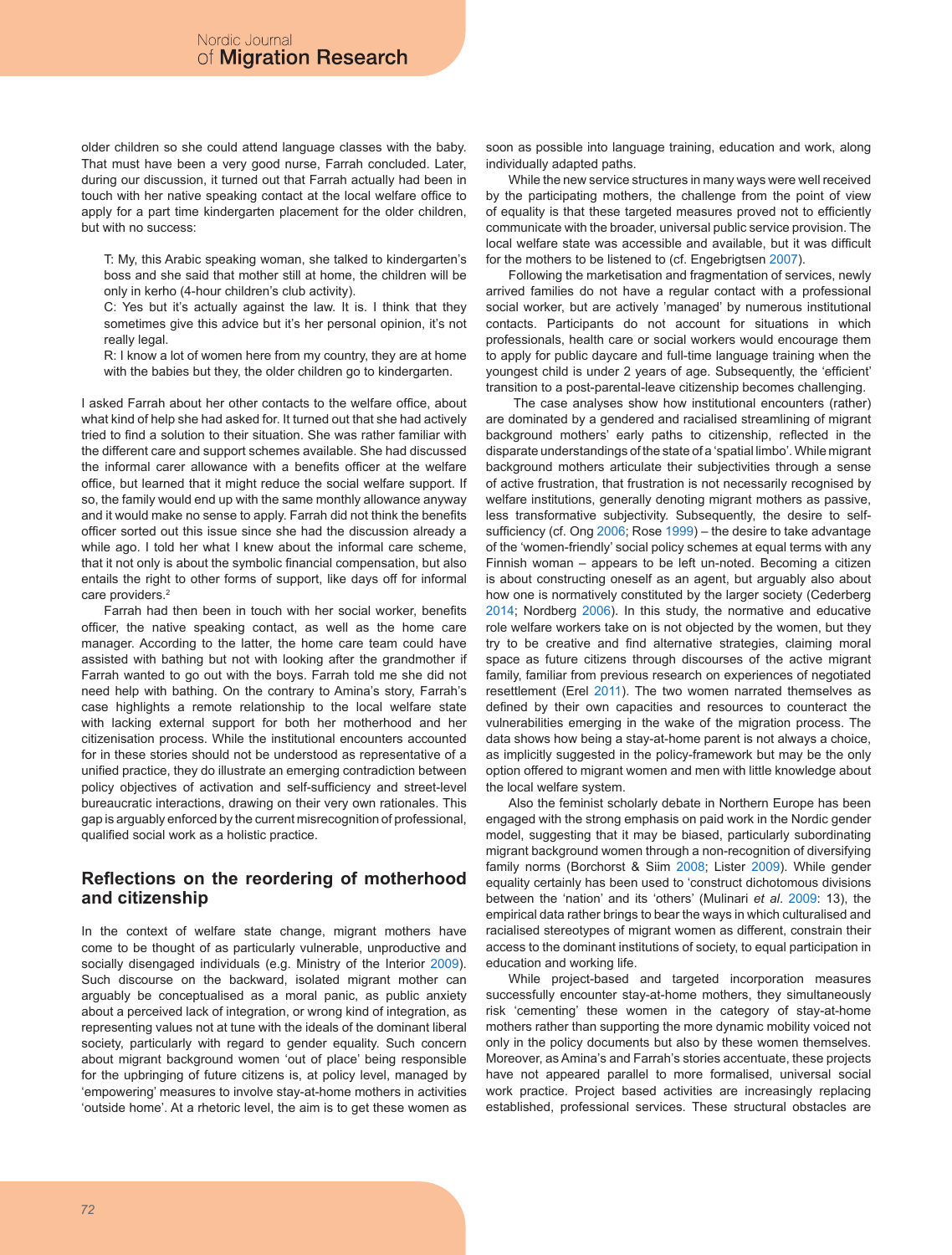older children so she could attend language classes with the baby. That must have been a very good nurse, Farrah concluded. Later, during our discussion, it turned out that Farrah actually had been in touch with her native speaking contact at the local welfare office to apply for a part time kindergarten placement for the older children, but with no success:

> T: My, this Arabic speaking woman, she talked to kindergarten's boss and she said that mother still at home, the children will be only in kerho (4-hour children's club activity).
>
> C: Yes but it's actually against the law. It is. I think that they sometimes give this advice but it's her personal opinion, it's not really legal.
>
> R: I know a lot of women here from my country, they are at home with the babies but they, the older children go to kindergarten.

I asked Farrah about her other contacts to the welfare office, about what kind of help she had asked for. It turned out that she had actively tried to find a solution to their situation. She was rather familiar with the different care and support schemes available. She had discussed the informal carer allowance with a benefits officer at the welfare office, but learned that it might reduce the social welfare support. If so, the family would end up with the same monthly allowance anyway and it would make no sense to apply. Farrah did not think the benefits officer sorted out this issue since she had the discussion already a while ago. I told her what I knew about the informal care scheme, that it not only is about the symbolic financial compensation, but also entails the right to other forms of support, like days off for informal care providers.[2]

Farrah had then been in touch with her social worker, benefits officer, the native speaking contact, as well as the home care manager. According to the latter, the home care team could have assisted with bathing but not with looking after the grandmother if Farrah wanted to go out with the boys. Farrah told me she did not need help with bathing. On the contrary to Amina's story, Farrah's case highlights a remote relationship to the local welfare state with lacking external support for both her motherhood and her citizenisation process. While the institutional encounters accounted for in these stories should not be understood as representative of a unified practice, they do illustrate an emerging contradiction between policy objectives of activation and self-sufficiency and street-level bureaucratic interactions, drawing on their very own rationales. This gap is arguably enforced by the current misrecognition of professional, qualified social work as a holistic practice.

## Reflections on the reordering of motherhood and citizenship

In the context of welfare state change, migrant mothers have come to be thought of as particularly vulnerable, unproductive and socially disengaged individuals (e.g. Ministry of the Interior 2009). Such discourse on the backward, isolated migrant mother can arguably be conceptualised as a moral panic, as public anxiety about a perceived lack of integration, or wrong kind of integration, as representing values not at tune with the ideals of the dominant liberal society, particularly with regard to gender equality. Such concern about migrant background women 'out of place' being responsible for the upbringing of future citizens is, at policy level, managed by 'empowering' measures to involve stay-at-home mothers in activities 'outside home'. At a rhetoric level, the aim is to get these women as soon as possible into language training, education and work, along individually adapted paths.

While the new service structures in many ways were well received by the participating mothers, the challenge from the point of view of equality is that these targeted measures proved not to efficiently communicate with the broader, universal public service provision. The local welfare state was accessible and available, but it was difficult for the mothers to be listened to (cf. Engebrigtsen 2007).

Following the marketisation and fragmentation of services, newly arrived families do not have a regular contact with a professional social worker, but are actively 'managed' by numerous institutional contacts. Participants do not account for situations in which professionals, health care or social workers would encourage them to apply for public daycare and full-time language training when the youngest child is under 2 years of age. Subsequently, the 'efficient' transition to a post-parental-leave citizenship becomes challenging.

The case analyses show how institutional encounters (rather) are dominated by a gendered and racialised streamlining of migrant background mothers' early paths to citizenship, reflected in the disparate understandings of the state of a 'spatial limbo'. While migrant background mothers articulate their subjectivities through a sense of active frustration, that frustration is not necessarily recognised by welfare institutions, generally denoting migrant mothers as passive, less transformative subjectivity. Subsequently, the desire to self-sufficiency (cf. Ong 2006; Rose 1999) – the desire to take advantage of the 'women-friendly' social policy schemes at equal terms with any Finnish woman – appears to be left un-noted. Becoming a citizen is about constructing oneself as an agent, but arguably also about how one is normatively constituted by the larger society (Cederberg 2014; Nordberg 2006). In this study, the normative and educative role welfare workers take on is not objected by the women, but they try to be creative and find alternative strategies, claiming moral space as future citizens through discourses of the active migrant family, familiar from previous research on experiences of negotiated resettlement (Erel 2011). The two women narrated themselves as defined by their own capacities and resources to counteract the vulnerabilities emerging in the wake of the migration process. The data shows how being a stay-at-home parent is not always a choice, as implicitly suggested in the policy-framework but may be the only option offered to migrant women and men with little knowledge about the local welfare system.

Also the feminist scholarly debate in Northern Europe has been engaged with the strong emphasis on paid work in the Nordic gender model, suggesting that it may be biased, particularly subordinating migrant background women through a non-recognition of diversifying family norms (Borchorst & Siim 2008; Lister 2009). While gender equality certainly has been used to 'construct dichotomous divisions between the 'nation' and its 'others' (Mulinari *et al.* 2009: 13), the empirical data rather brings to bear the ways in which culturalised and racialised stereotypes of migrant women as different, constrain their access to the dominant institutions of society, to equal participation in education and working life.

While project-based and targeted incorporation measures successfully encounter stay-at-home mothers, they simultaneously risk 'cementing' these women in the category of stay-at-home mothers rather than supporting the more dynamic mobility voiced not only in the policy documents but also by these women themselves. Moreover, as Amina's and Farrah's stories accentuate, these projects have not appeared parallel to more formalised, universal social work practice. Project based activities are increasingly replacing established, professional services. These structural obstacles are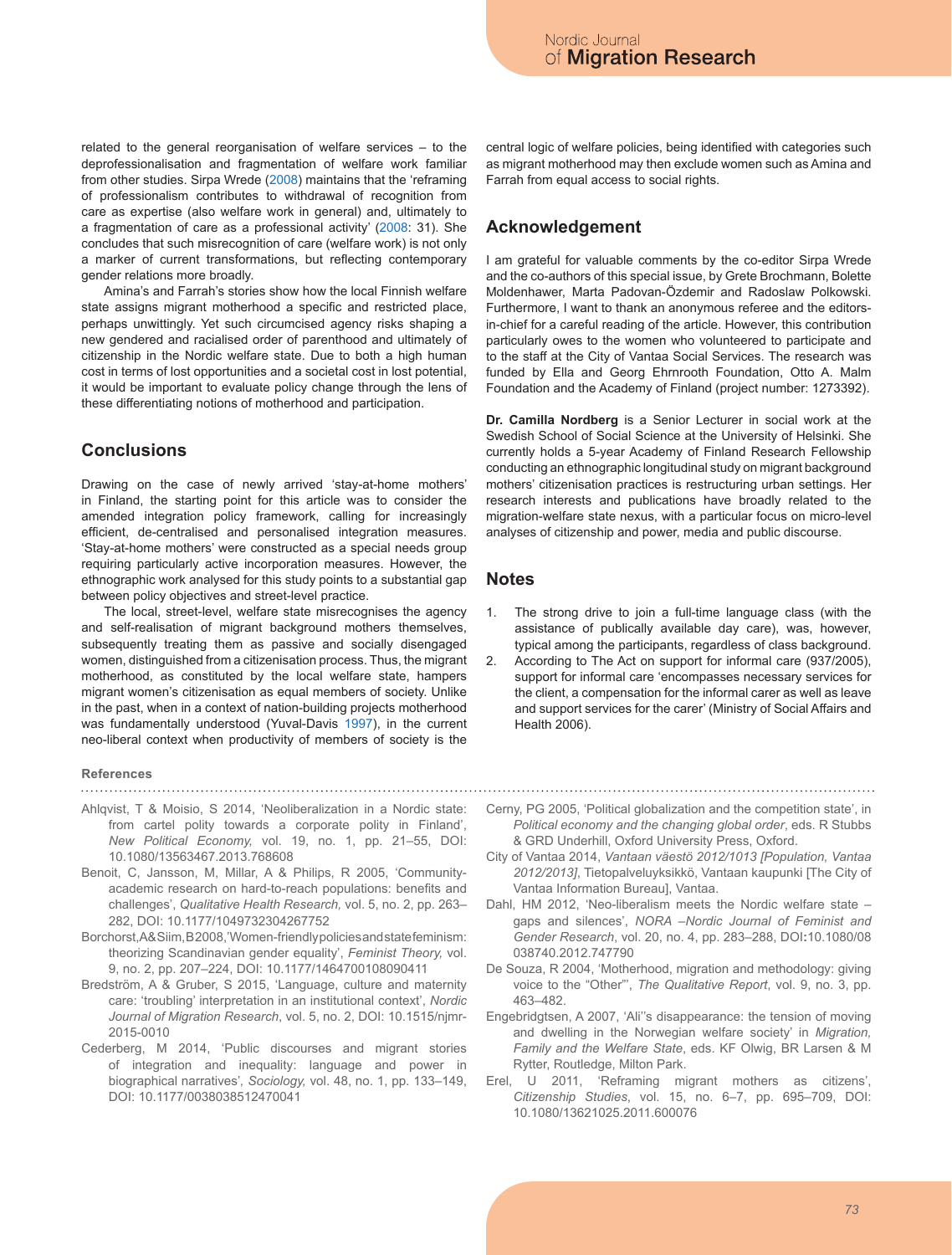related to the general reorganisation of welfare services – to the deprofessionalisation and fragmentation of welfare work familiar from other studies. Sirpa Wrede (2008) maintains that the 'reframing of professionalism contributes to withdrawal of recognition from care as expertise (also welfare work in general) and, ultimately to a fragmentation of care as a professional activity' (2008: 31). She concludes that such misrecognition of care (welfare work) is not only a marker of current transformations, but reflecting contemporary gender relations more broadly.

Amina's and Farrah's stories show how the local Finnish welfare state assigns migrant motherhood a specific and restricted place, perhaps unwittingly. Yet such circumcised agency risks shaping a new gendered and racialised order of parenthood and ultimately of citizenship in the Nordic welfare state. Due to both a high human cost in terms of lost opportunities and a societal cost in lost potential, it would be important to evaluate policy change through the lens of these differentiating notions of motherhood and participation.

## Conclusions

Drawing on the case of newly arrived 'stay-at-home mothers' in Finland, the starting point for this article was to consider the amended integration policy framework, calling for increasingly efficient, de-centralised and personalised integration measures. 'Stay-at-home mothers' were constructed as a special needs group requiring particularly active incorporation measures. However, the ethnographic work analysed for this study points to a substantial gap between policy objectives and street-level practice.

The local, street-level, welfare state misrecognises the agency and self-realisation of migrant background mothers themselves, subsequently treating them as passive and socially disengaged women, distinguished from a citizenisation process. Thus, the migrant motherhood, as constituted by the local welfare state, hampers migrant women's citizenisation as equal members of society. Unlike in the past, when in a context of nation-building projects motherhood was fundamentally understood (Yuval-Davis 1997), in the current neo-liberal context when productivity of members of society is the central logic of welfare policies, being identified with categories such as migrant motherhood may then exclude women such as Amina and Farrah from equal access to social rights.

## Acknowledgement

I am grateful for valuable comments by the co-editor Sirpa Wrede and the co-authors of this special issue, by Grete Brochmann, Bolette Moldenhawer, Marta Padovan-Özdemir and Radoslaw Polkowski. Furthermore, I want to thank an anonymous referee and the editors-in-chief for a careful reading of the article. However, this contribution particularly owes to the women who volunteered to participate and to the staff at the City of Vantaa Social Services. The research was funded by Ella and Georg Ehrnrooth Foundation, Otto A. Malm Foundation and the Academy of Finland (project number: 1273392).

**Dr. Camilla Nordberg** is a Senior Lecturer in social work at the Swedish School of Social Science at the University of Helsinki. She currently holds a 5-year Academy of Finland Research Fellowship conducting an ethnographic longitudinal study on migrant background mothers' citizenisation practices is restructuring urban settings. Her research interests and publications have broadly related to the migration-welfare state nexus, with a particular focus on micro-level analyses of citizenship and power, media and public discourse.

## Notes

1. The strong drive to join a full-time language class (with the assistance of publically available day care), was, however, typical among the participants, regardless of class background.
2. According to The Act on support for informal care (937/2005), support for informal care 'encompasses necessary services for the client, a compensation for the informal carer as well as leave and support services for the carer' (Ministry of Social Affairs and Health 2006).

## References

Ahlqvist, T & Moisio, S 2014, 'Neoliberalization in a Nordic state: from cartel polity towards a corporate polity in Finland', *New Political Economy*, vol. 19, no. 1, pp. 21–55, DOI: 10.1080/13563467.2013.768608

Benoit, C, Jansson, M, Millar, A & Philips, R 2005, 'Community-academic research on hard-to-reach populations: benefits and challenges', *Qualitative Health Research*, vol. 5, no. 2, pp. 263–282, DOI: 10.1177/1049732304267752

Borchorst, A & Siim, B 2008, 'Women-friendly policies and state feminism: theorizing Scandinavian gender equality', *Feminist Theory*, vol. 9, no. 2, pp. 207–224, DOI: 10.1177/1464700108090411

Bredström, A & Gruber, S 2015, 'Language, culture and maternity care: 'troubling' interpretation in an institutional context', *Nordic Journal of Migration Research*, vol. 5, no. 2, DOI: 10.1515/njmr-2015-0010

Cederberg, M 2014, 'Public discourses and migrant stories of integration and inequality: language and power in biographical narratives', *Sociology*, vol. 48, no. 1, pp. 133–149, DOI: 10.1177/0038038512470041

Cerny, PG 2005, 'Political globalization and the competition state', in *Political economy and the changing global order*, eds. R Stubbs & GRD Underhill, Oxford University Press, Oxford.

City of Vantaa 2014, *Vantaan väestö 2012/1013 [Population, Vantaa 2012/2013]*, Tietopalveluyksikkö, Vantaan kaupunki [The City of Vantaa Information Bureau], Vantaa.

Dahl, HM 2012, 'Neo-liberalism meets the Nordic welfare state – gaps and silences', *NORA –Nordic Journal of Feminist and Gender Research*, vol. 20, no. 4, pp. 283–288, DOI:10.1080/08038740.2012.747790

De Souza, R 2004, 'Motherhood, migration and methodology: giving voice to the "Other"', *The Qualitative Report*, vol. 9, no. 3, pp. 463–482.

Engebridgtsen, A 2007, 'Ali''s disappearance: the tension of moving and dwelling in the Norwegian welfare society' in *Migration, Family and the Welfare State*, eds. KF Olwig, BR Larsen & M Rytter, Routledge, Milton Park.

Erel, U 2011, 'Reframing migrant mothers as citizens', *Citizenship Studies*, vol. 15, no. 6–7, pp. 695–709, DOI: 10.1080/13621025.2011.600076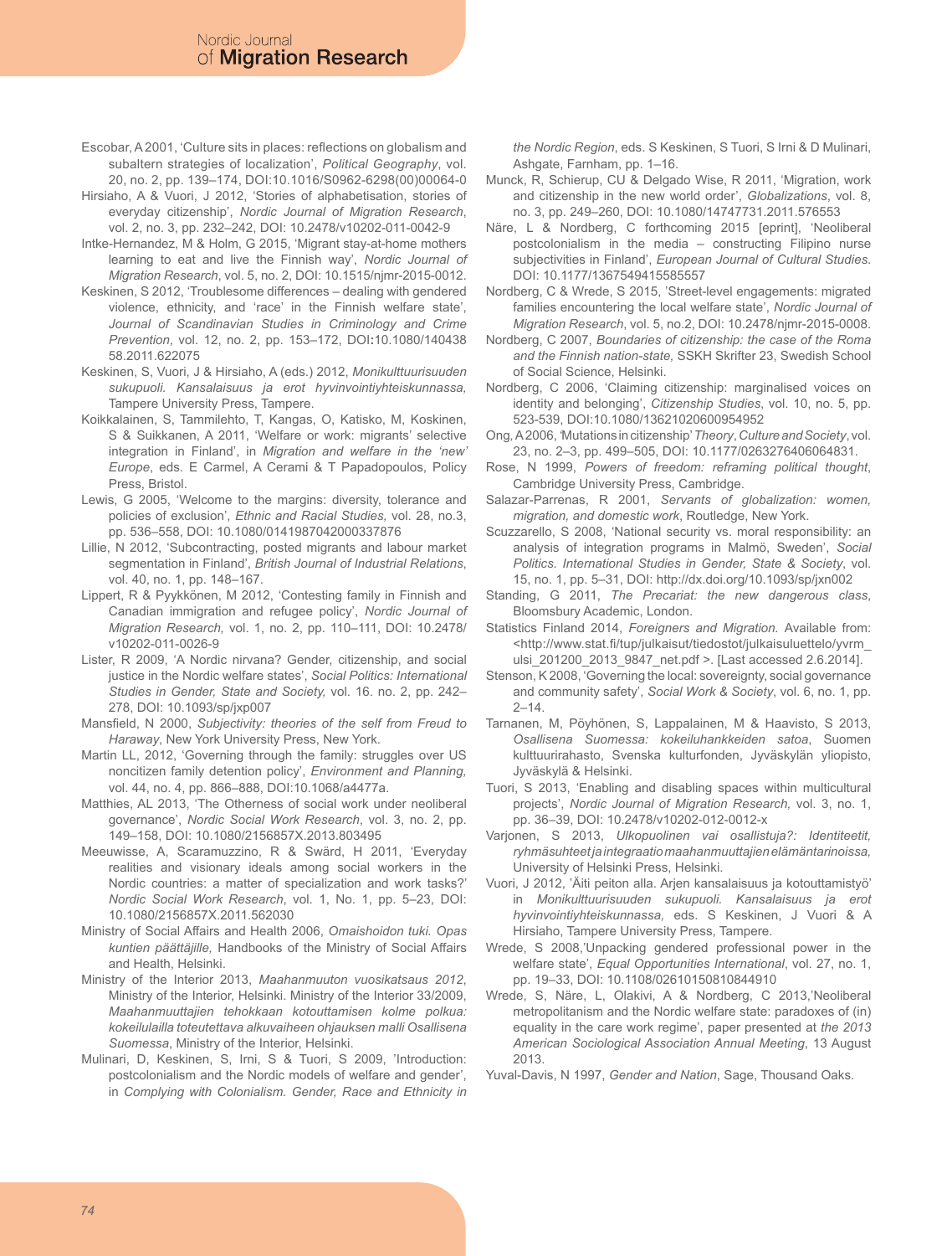Escobar, A 2001, 'Culture sits in places: reflections on globalism and subaltern strategies of localization', *Political Geography*, vol. 20, no. 2, pp. 139–174, DOI:10.1016/S0962-6298(00)00064-0

Hirsiaho, A & Vuori, J 2012, 'Stories of alphabetisation, stories of everyday citizenship', *Nordic Journal of Migration Research*, vol. 2, no. 3, pp. 232–242, DOI: 10.2478/v10202-011-0042-9

Intke-Hernandez, M & Holm, G 2015, 'Migrant stay-at-home mothers learning to eat and live the Finnish way', *Nordic Journal of Migration Research*, vol. 5, no. 2, DOI: 10.1515/njmr-2015-0012.

Keskinen, S 2012, 'Troublesome differences – dealing with gendered violence, ethnicity, and 'race' in the Finnish welfare state', *Journal of Scandinavian Studies in Criminology and Crime Prevention*, vol. 12, no. 2, pp. 153–172, DOI:10.1080/14043858.2011.622075

Keskinen, S, Vuori, J & Hirsiaho, A (eds.) 2012, *Monikulttuurisuuden sukupuoli. Kansalaisuus ja erot hyvinvointiyhteiskunnassa,* Tampere University Press, Tampere.

Koikkalainen, S, Tammilehto, T, Kangas, O, Katisko, M, Koskinen, S & Suikkanen, A 2011, 'Welfare or work: migrants' selective integration in Finland', in *Migration and welfare in the 'new' Europe*, eds. E Carmel, A Cerami & T Papadopoulos, Policy Press, Bristol.

Lewis, G 2005, 'Welcome to the margins: diversity, tolerance and policies of exclusion', *Ethnic and Racial Studies,* vol. 28, no.3, pp. 536–558, DOI: 10.1080/0141987042000337876

Lillie, N 2012, 'Subcontracting, posted migrants and labour market segmentation in Finland', *British Journal of Industrial Relations*, vol. 40, no. 1, pp. 148–167.

Lippert, R & Pyykkönen, M 2012, 'Contesting family in Finnish and Canadian immigration and refugee policy', *Nordic Journal of Migration Research,* vol. 1, no. 2, pp. 110–111, DOI: 10.2478/v10202-011-0026-9

Lister, R 2009, 'A Nordic nirvana? Gender, citizenship, and social justice in the Nordic welfare states', *Social Politics: International Studies in Gender, State and Society,* vol. 16. no. 2, pp. 242–278, DOI: 10.1093/sp/jxp007

Mansfield, N 2000, *Subjectivity: theories of the self from Freud to Haraway*, New York University Press, New York.

Martin LL, 2012, 'Governing through the family: struggles over US noncitizen family detention policy', *Environment and Planning,* vol. 44, no. 4, pp. 866–888, DOI:10.1068/a4477a.

Matthies, AL 2013, 'The Otherness of social work under neoliberal governance', *Nordic Social Work Research*, vol. 3, no. 2, pp. 149–158, DOI: 10.1080/2156857X.2013.803495

Meeuwisse, A, Scaramuzzino, R & Swärd, H 2011, 'Everyday realities and visionary ideals among social workers in the Nordic countries: a matter of specialization and work tasks?' *Nordic Social Work Research*, vol. 1, No. 1, pp. 5–23, DOI: 10.1080/2156857X.2011.562030

Ministry of Social Affairs and Health 2006, *Omaishoidon tuki. Opas kuntien päättäjille,* Handbooks of the Ministry of Social Affairs and Health, Helsinki.

Ministry of the Interior 2013, *Maahanmuuton vuosikatsaus 2012*, Ministry of the Interior, Helsinki. Ministry of the Interior 33/2009, *Maahanmuuttajien tehokkaan kotouttamisen kolme polkua: kokeilulailla toteutettava alkuvaiheen ohjauksen malli Osallisena Suomessa*, Ministry of the Interior, Helsinki.

Mulinari, D, Keskinen, S, Irni, S & Tuori, S 2009, 'Introduction: postcolonialism and the Nordic models of welfare and gender', in *Complying with Colonialism. Gender, Race and Ethnicity in the Nordic Region*, eds. S Keskinen, S Tuori, S Irni & D Mulinari, Ashgate, Farnham, pp. 1–16.

Munck, R, Schierup, CU & Delgado Wise, R 2011, 'Migration, work and citizenship in the new world order', *Globalizations*, vol. 8, no. 3, pp. 249–260, DOI: 10.1080/14747731.2011.576553

Näre, L & Nordberg, C forthcoming 2015 [eprint], 'Neoliberal postcolonialism in the media – constructing Filipino nurse subjectivities in Finland', *European Journal of Cultural Studies*. DOI: 10.1177/1367549415585557

Nordberg, C & Wrede, S 2015, 'Street-level engagements: migrated families encountering the local welfare state', *Nordic Journal of Migration Research*, vol. 5, no.2, DOI: 10.2478/njmr-2015-0008.

Nordberg, C 2007, *Boundaries of citizenship: the case of the Roma and the Finnish nation-state,* SSKH Skrifter 23, Swedish School of Social Science, Helsinki.

Nordberg, C 2006, 'Claiming citizenship: marginalised voices on identity and belonging', *Citizenship Studies*, vol. 10, no. 5, pp. 523-539, DOI:10.1080/13621020600954952

Ong, A 2006, 'Mutations in citizenship' *Theory, Culture and Society*, vol. 23, no. 2–3, pp. 499–505, DOI: 10.1177/0263276406064831.

Rose, N 1999, *Powers of freedom: reframing political thought*, Cambridge University Press, Cambridge.

Salazar-Parrenas, R 2001, *Servants of globalization: women, migration, and domestic work*, Routledge, New York.

Scuzzarello, S 2008, 'National security vs. moral responsibility: an analysis of integration programs in Malmö, Sweden', *Social Politics. International Studies in Gender, State & Society*, vol. 15, no. 1, pp. 5–31, DOI: http://dx.doi.org/10.1093/sp/jxn002

Standing, G 2011, *The Precariat: the new dangerous class*, Bloomsbury Academic, London.

Statistics Finland 2014, *Foreigners and Migration.* Available from: <http://www.stat.fi/tup/julkaisut/tiedostot/julkaisuluettelo/yvrm_ulsi_201200_2013_9847_net.pdf >. [Last accessed 2.6.2014].

Stenson, K 2008, 'Governing the local: sovereignty, social governance and community safety', *Social Work & Society*, vol. 6, no. 1, pp. 2–14.

Tarnanen, M, Pöyhönen, S, Lappalainen, M & Haavisto, S 2013, *Osallisena Suomessa: kokeiluhankkeiden satoa*, Suomen kulttuurirahasto, Svenska kulturfonden, Jyväskylän yliopisto, Jyväskylä & Helsinki.

Tuori, S 2013, 'Enabling and disabling spaces within multicultural projects', *Nordic Journal of Migration Research,* vol. 3, no. 1, pp. 36–39, DOI: 10.2478/v10202-012-0012-x

Varjonen, S 2013, *Ulkopuolinen vai osallistuja?: Identiteetit, ryhmäsuhteet ja integraatio maahanmuuttajien elämäntarinoissa,* University of Helsinki Press, Helsinki.

Vuori, J 2012, 'Äiti peiton alla. Arjen kansalaisuus ja kotouttamistyö' in *Monikulttuurisuuden sukupuoli. Kansalaisuus ja erot hyvinvointiyhteiskunnassa*, eds. S Keskinen, J Vuori & A Hirsiaho, Tampere University Press, Tampere.

Wrede, S 2008,'Unpacking gendered professional power in the welfare state', *Equal Opportunities International*, vol. 27, no. 1, pp. 19–33, DOI: 10.1108/02610150810844910

Wrede, S, Näre, L, Olakivi, A & Nordberg, C 2013,'Neoliberal metropolitanism and the Nordic welfare state: paradoxes of (in)equality in the care work regime', paper presented at *the 2013 American Sociological Association Annual Meeting*, 13 August 2013.

Yuval-Davis, N 1997, *Gender and Nation*, Sage, Thousand Oaks.